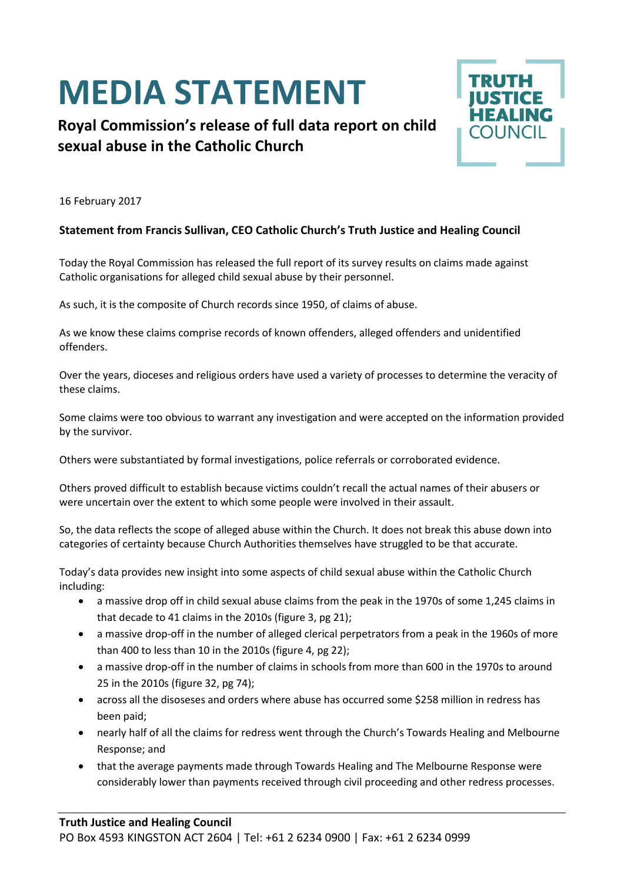# MEDIA STATEMENT

## Royal Commission's release of full data report on child sexual abuse in the Catholic Church

TRUTH JUSTICE HEALING COUNCIL

16 February 2017

**Statement from Francis Sullivan, CEO Catholic Church's Truth Justice and Healing Council**

Today the Royal Commission has released the full report of its survey results on claims made against Catholic organisations for alleged child sexual abuse by their personnel.

As such, it is the composite of Church records since 1950, of claims of abuse.

As we know these claims comprise records of known offenders, alleged offenders and unidentified offenders.

Over the years, dioceses and religious orders have used a variety of processes to determine the veracity of these claims.

Some claims were too obvious to warrant any investigation and were accepted on the information provided by the survivor.

Others were substantiated by formal investigations, police referrals or corroborated evidence.

Others proved difficult to establish because victims couldn't recall the actual names of their abusers or were uncertain over the extent to which some people were involved in their assault.

So, the data reflects the scope of alleged abuse within the Church. It does not break this abuse down into categories of certainty because Church Authorities themselves have struggled to be that accurate.

Today's data provides new insight into some aspects of child sexual abuse within the Catholic Church including:

- a massive drop off in child sexual abuse claims from the peak in the 1970s of some 1,245 claims in that decade to 41 claims in the 2010s (figure 3, pg 21);
- a massive drop-off in the number of alleged clerical perpetrators from a peak in the 1960s of more than 400 to less than 10 in the 2010s (figure 4, pg 22);
- a massive drop-off in the number of claims in schools from more than 600 in the 1970s to around 25 in the 2010s (figure 32, pg 74);
- across all the disoseses and orders where abuse has occurred some $258 million in redress has been paid;
- nearly half of all the claims for redress went through the Church's Towards Healing and Melbourne Response; and
- that the average payments made through Towards Healing and The Melbourne Response were considerably lower than payments received through civil proceeding and other redress processes.

**Truth Justice and Healing Council**
PO Box 4593 KINGSTON ACT 2604 | Tel: +61 2 6234 0900 | Fax: +61 2 6234 0999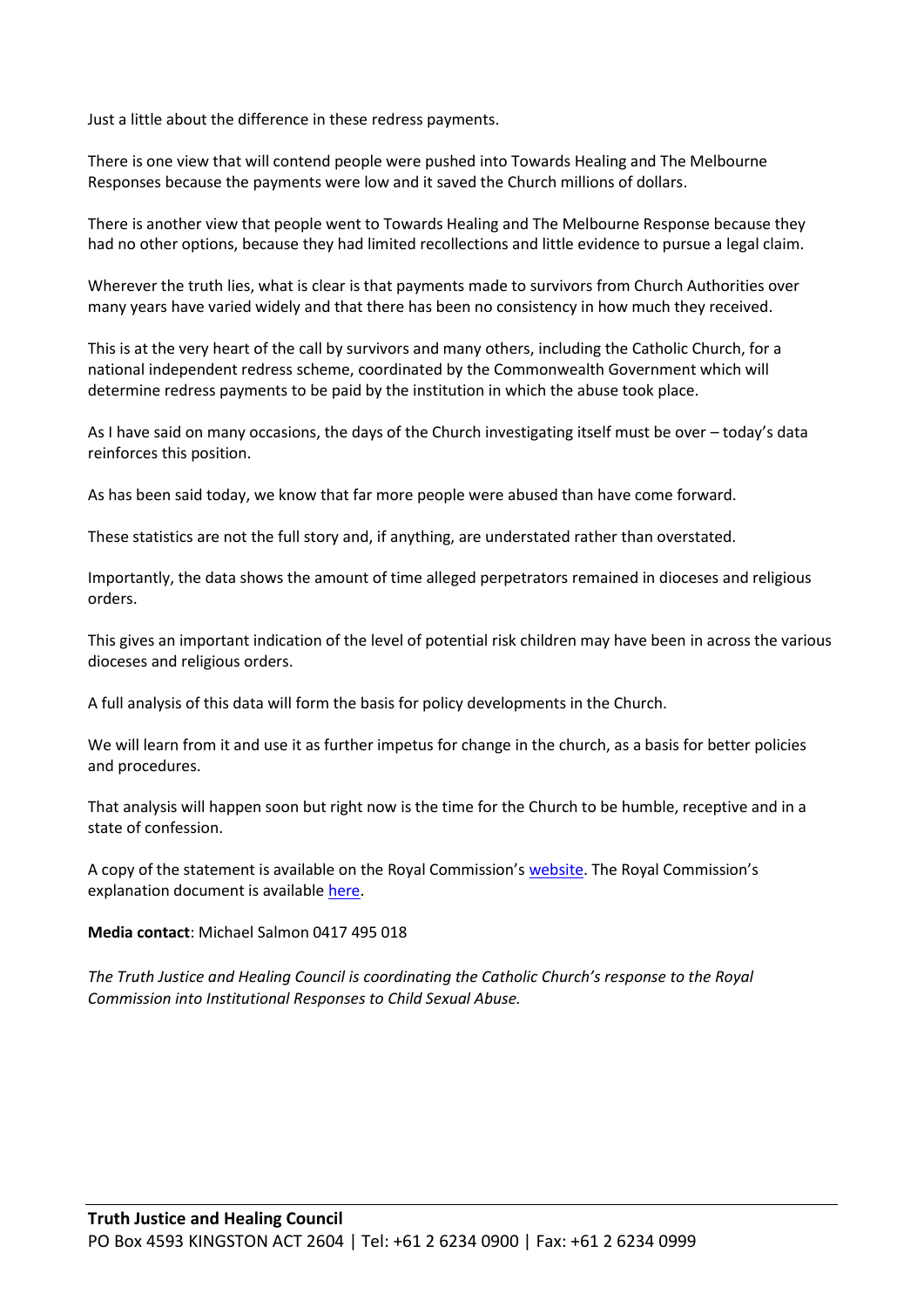Just a little about the difference in these redress payments.

There is one view that will contend people were pushed into Towards Healing and The Melbourne Responses because the payments were low and it saved the Church millions of dollars.

There is another view that people went to Towards Healing and The Melbourne Response because they had no other options, because they had limited recollections and little evidence to pursue a legal claim.

Wherever the truth lies, what is clear is that payments made to survivors from Church Authorities over many years have varied widely and that there has been no consistency in how much they received.

This is at the very heart of the call by survivors and many others, including the Catholic Church, for a national independent redress scheme, coordinated by the Commonwealth Government which will determine redress payments to be paid by the institution in which the abuse took place.

As I have said on many occasions, the days of the Church investigating itself must be over – today's data reinforces this position.

As has been said today, we know that far more people were abused than have come forward.

These statistics are not the full story and, if anything, are understated rather than overstated.

Importantly, the data shows the amount of time alleged perpetrators remained in dioceses and religious orders.

This gives an important indication of the level of potential risk children may have been in across the various dioceses and religious orders.

A full analysis of this data will form the basis for policy developments in the Church.

We will learn from it and use it as further impetus for change in the church, as a basis for better policies and procedures.

That analysis will happen soon but right now is the time for the Church to be humble, receptive and in a state of confession.

A copy of the statement is available on the Royal Commission's website. The Royal Commission's explanation document is available here.

**Media contact**: Michael Salmon 0417 495 018

*The Truth Justice and Healing Council is coordinating the Catholic Church's response to the Royal Commission into Institutional Responses to Child Sexual Abuse.*

**Truth Justice and Healing Council**
PO Box 4593 KINGSTON ACT 2604 | Tel: +61 2 6234 0900 | Fax: +61 2 6234 0999